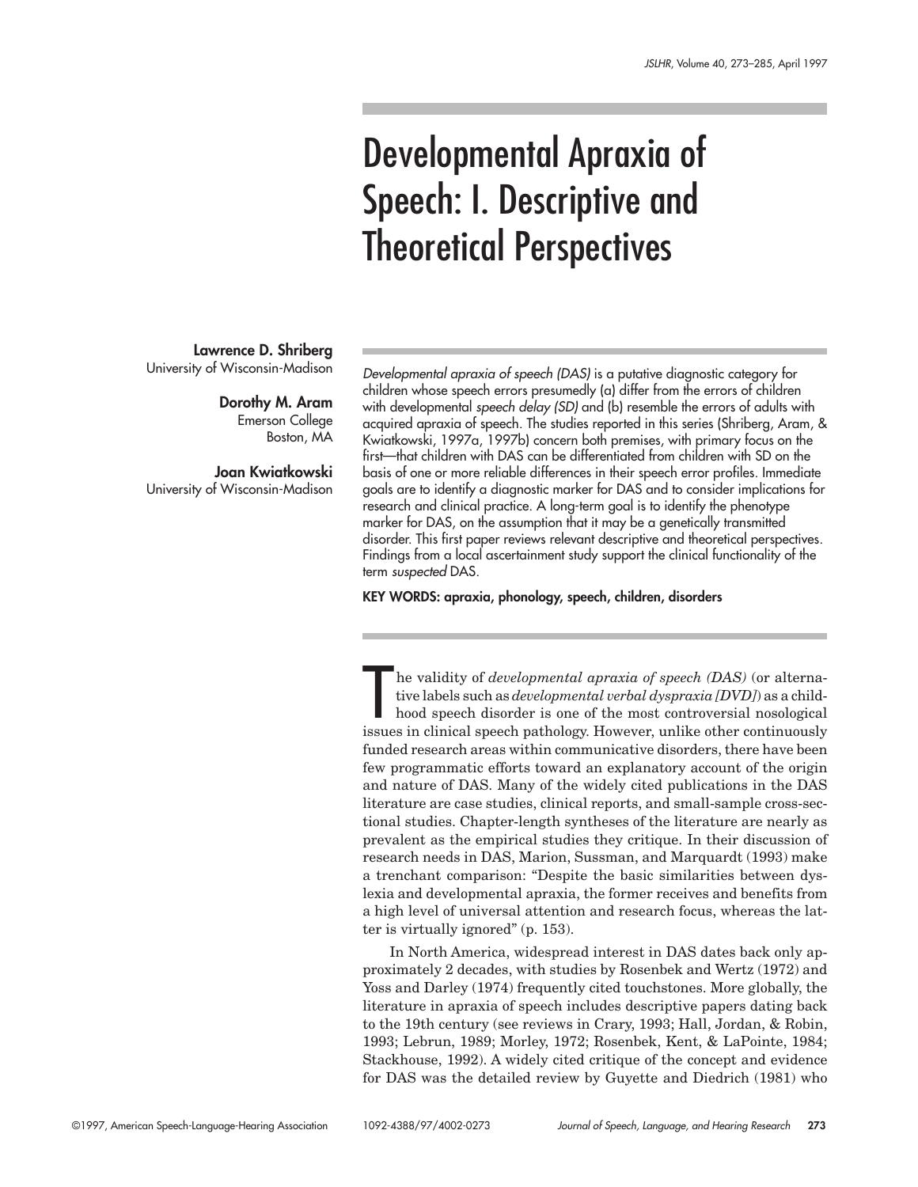# Developmental Apraxia of Speech: I. Descriptive and Theoretical Perspectives

**Lawrence D. Shriberg**
University of Wisconsin-Madison

**Dorothy M. Aram**
Emerson College
Boston, MA

**Joan Kwiatkowski**
University of Wisconsin-Madison

*Developmental apraxia of speech (DAS)* is a putative diagnostic category for children whose speech errors presumedly (a) differ from the errors of children with developmental *speech delay (SD)* and (b) resemble the errors of adults with acquired apraxia of speech. The studies reported in this series (Shriberg, Aram, & Kwiatkowski, 1997a, 1997b) concern both premises, with primary focus on the first—that children with DAS can be differentiated from children with SD on the basis of one or more reliable differences in their speech error profiles. Immediate goals are to identify a diagnostic marker for DAS and to consider implications for research and clinical practice. A long-term goal is to identify the phenotype marker for DAS, on the assumption that it may be a genetically transmitted disorder. This first paper reviews relevant descriptive and theoretical perspectives. Findings from a local ascertainment study support the clinical functionality of the term *suspected* DAS.

**KEY WORDS: apraxia, phonology, speech, children, disorders**

The validity of *developmental apraxia of speech (DAS)* (or alternative labels such as *developmental verbal dyspraxia [DVD]*) as a childhood speech disorder is one of the most controversial nosological issues in clinical speech pathology. However, unlike other continuously funded research areas within communicative disorders, there have been few programmatic efforts toward an explanatory account of the origin and nature of DAS. Many of the widely cited publications in the DAS literature are case studies, clinical reports, and small-sample cross-sectional studies. Chapter-length syntheses of the literature are nearly as prevalent as the empirical studies they critique. In their discussion of research needs in DAS, Marion, Sussman, and Marquardt (1993) make a trenchant comparison: "Despite the basic similarities between dyslexia and developmental apraxia, the former receives and benefits from a high level of universal attention and research focus, whereas the latter is virtually ignored" (p. 153).

In North America, widespread interest in DAS dates back only approximately 2 decades, with studies by Rosenbek and Wertz (1972) and Yoss and Darley (1974) frequently cited touchstones. More globally, the literature in apraxia of speech includes descriptive papers dating back to the 19th century (see reviews in Crary, 1993; Hall, Jordan, & Robin, 1993; Lebrun, 1989; Morley, 1972; Rosenbek, Kent, & LaPointe, 1984; Stackhouse, 1992). A widely cited critique of the concept and evidence for DAS was the detailed review by Guyette and Diedrich (1981) who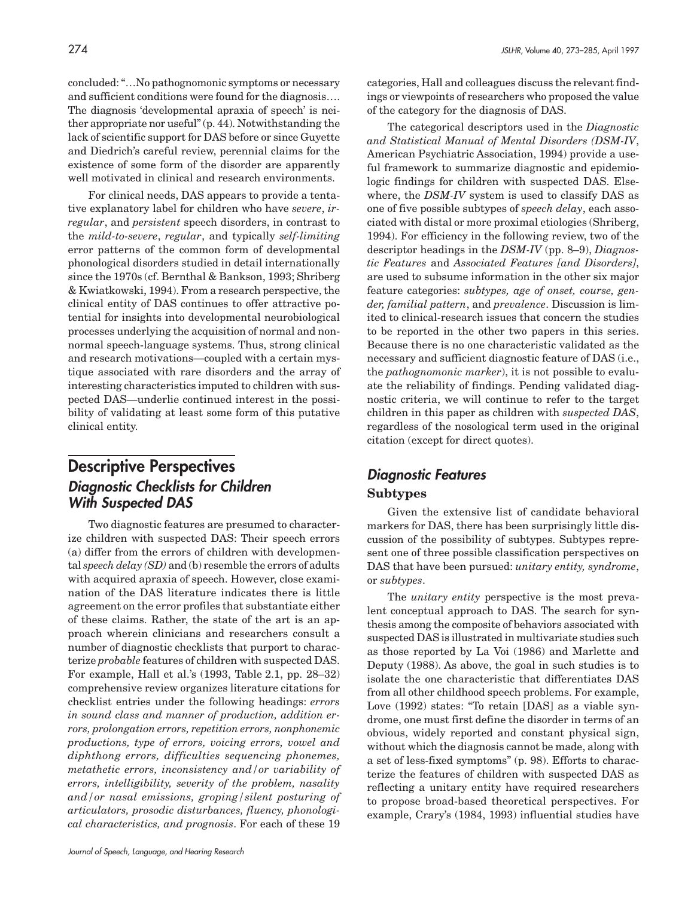concluded: "…No pathognomonic symptoms or necessary and sufficient conditions were found for the diagnosis…. The diagnosis 'developmental apraxia of speech' is neither appropriate nor useful" (p. 44). Notwithstanding the lack of scientific support for DAS before or since Guyette and Diedrich's careful review, perennial claims for the existence of some form of the disorder are apparently well motivated in clinical and research environments.

For clinical needs, DAS appears to provide a tentative explanatory label for children who have *severe*, *irregular*, and *persistent* speech disorders, in contrast to the *mild-to-severe*, *regular*, and typically *self-limiting* error patterns of the common form of developmental phonological disorders studied in detail internationally since the 1970s (cf. Bernthal & Bankson, 1993; Shriberg & Kwiatkowski, 1994). From a research perspective, the clinical entity of DAS continues to offer attractive potential for insights into developmental neurobiological processes underlying the acquisition of normal and nonnormal speech-language systems. Thus, strong clinical and research motivations—coupled with a certain mystique associated with rare disorders and the array of interesting characteristics imputed to children with suspected DAS—underlie continued interest in the possibility of validating at least some form of this putative clinical entity.

## Descriptive Perspectives

### *Diagnostic Checklists for Children With Suspected DAS*

Two diagnostic features are presumed to characterize children with suspected DAS: Their speech errors (a) differ from the errors of children with developmental *speech delay (SD)* and (b) resemble the errors of adults with acquired apraxia of speech. However, close examination of the DAS literature indicates there is little agreement on the error profiles that substantiate either of these claims. Rather, the state of the art is an approach wherein clinicians and researchers consult a number of diagnostic checklists that purport to characterize *probable* features of children with suspected DAS. For example, Hall et al.'s (1993, Table 2.1, pp. 28–32) comprehensive review organizes literature citations for checklist entries under the following headings: *errors in sound class and manner of production, addition errors, prolongation errors, repetition errors, nonphonemic productions, type of errors, voicing errors, vowel and diphthong errors, difficulties sequencing phonemes, metathetic errors, inconsistency and/or variability of errors, intelligibility, severity of the problem, nasality and/or nasal emissions, groping/silent posturing of articulators, prosodic disturbances, fluency, phonological characteristics, and prognosis*. For each of these 19 categories, Hall and colleagues discuss the relevant findings or viewpoints of researchers who proposed the value of the category for the diagnosis of DAS.

The categorical descriptors used in the *Diagnostic and Statistical Manual of Mental Disorders (DSM-IV*, American Psychiatric Association, 1994) provide a useful framework to summarize diagnostic and epidemiologic findings for children with suspected DAS. Elsewhere, the *DSM-IV* system is used to classify DAS as one of five possible subtypes of *speech delay*, each associated with distal or more proximal etiologies (Shriberg, 1994). For efficiency in the following review, two of the descriptor headings in the *DSM-IV* (pp. 8–9), *Diagnostic Features* and *Associated Features [and Disorders]*, are used to subsume information in the other six major feature categories: *subtypes, age of onset, course, gender, familial pattern*, and *prevalence*. Discussion is limited to clinical-research issues that concern the studies to be reported in the other two papers in this series. Because there is no one characteristic validated as the necessary and sufficient diagnostic feature of DAS (i.e., the *pathognomonic marker*), it is not possible to evaluate the reliability of findings. Pending validated diagnostic criteria, we will continue to refer to the target children in this paper as children with *suspected DAS*, regardless of the nosological term used in the original citation (except for direct quotes).

### *Diagnostic Features*

#### Subtypes

Given the extensive list of candidate behavioral markers for DAS, there has been surprisingly little discussion of the possibility of subtypes. Subtypes represent one of three possible classification perspectives on DAS that have been pursued: *unitary entity, syndrome*, or *subtypes*.

The *unitary entity* perspective is the most prevalent conceptual approach to DAS. The search for synthesis among the composite of behaviors associated with suspected DAS is illustrated in multivariate studies such as those reported by La Voi (1986) and Marlette and Deputy (1988). As above, the goal in such studies is to isolate the one characteristic that differentiates DAS from all other childhood speech problems. For example, Love (1992) states: "To retain [DAS] as a viable syndrome, one must first define the disorder in terms of an obvious, widely reported and constant physical sign, without which the diagnosis cannot be made, along with a set of less-fixed symptoms" (p. 98). Efforts to characterize the features of children with suspected DAS as reflecting a unitary entity have required researchers to propose broad-based theoretical perspectives. For example, Crary's (1984, 1993) influential studies have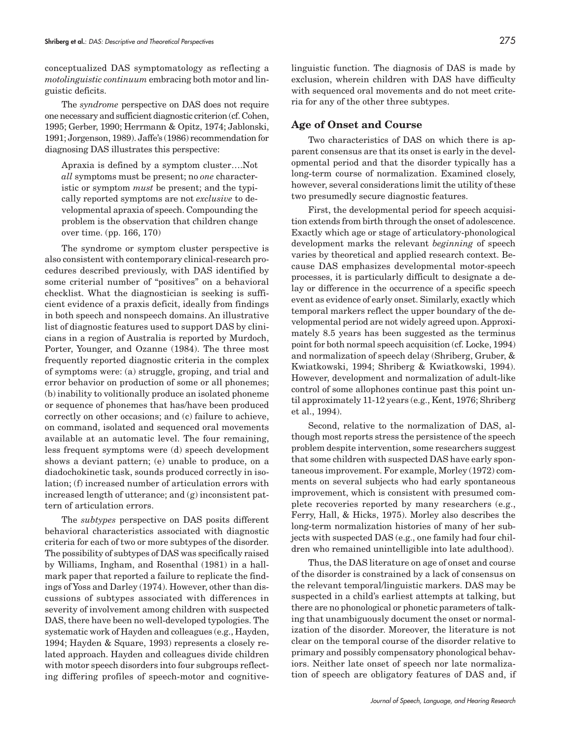conceptualized DAS symptomatology as reflecting a *motolinguistic continuum* embracing both motor and linguistic deficits.

The *syndrome* perspective on DAS does not require one necessary and sufficient diagnostic criterion (cf. Cohen, 1995; Gerber, 1990; Herrmann & Opitz, 1974; Jablonski, 1991; Jorgenson, 1989). Jaffe's (1986) recommendation for diagnosing DAS illustrates this perspective:

> Apraxia is defined by a symptom cluster….Not *all* symptoms must be present; no *one* characteristic or symptom *must* be present; and the typically reported symptoms are not *exclusive* to developmental apraxia of speech. Compounding the problem is the observation that children change over time. (pp. 166, 170)

The syndrome or symptom cluster perspective is also consistent with contemporary clinical-research procedures described previously, with DAS identified by some criterial number of "positives" on a behavioral checklist. What the diagnostician is seeking is sufficient evidence of a praxis deficit, ideally from findings in both speech and nonspeech domains. An illustrative list of diagnostic features used to support DAS by clinicians in a region of Australia is reported by Murdoch, Porter, Younger, and Ozanne (1984). The three most frequently reported diagnostic criteria in the complex of symptoms were: (a) struggle, groping, and trial and error behavior on production of some or all phonemes; (b) inability to volitionally produce an isolated phoneme or sequence of phonemes that has/have been produced correctly on other occasions; and (c) failure to achieve, on command, isolated and sequenced oral movements available at an automatic level. The four remaining, less frequent symptoms were (d) speech development shows a deviant pattern; (e) unable to produce, on a diadochokinetic task, sounds produced correctly in isolation; (f) increased number of articulation errors with increased length of utterance; and (g) inconsistent pattern of articulation errors.

The *subtypes* perspective on DAS posits different behavioral characteristics associated with diagnostic criteria for each of two or more subtypes of the disorder. The possibility of subtypes of DAS was specifically raised by Williams, Ingham, and Rosenthal (1981) in a hallmark paper that reported a failure to replicate the findings of Yoss and Darley (1974). However, other than discussions of subtypes associated with differences in severity of involvement among children with suspected DAS, there have been no well-developed typologies. The systematic work of Hayden and colleagues (e.g., Hayden, 1994; Hayden & Square, 1993) represents a closely related approach. Hayden and colleagues divide children with motor speech disorders into four subgroups reflecting differing profiles of speech-motor and cognitive-linguistic function. The diagnosis of DAS is made by exclusion, wherein children with DAS have difficulty with sequenced oral movements and do not meet criteria for any of the other three subtypes.

## Age of Onset and Course

Two characteristics of DAS on which there is apparent consensus are that its onset is early in the developmental period and that the disorder typically has a long-term course of normalization. Examined closely, however, several considerations limit the utility of these two presumedly secure diagnostic features.

First, the developmental period for speech acquisition extends from birth through the onset of adolescence. Exactly which age or stage of articulatory-phonological development marks the relevant *beginning* of speech varies by theoretical and applied research context. Because DAS emphasizes developmental motor-speech processes, it is particularly difficult to designate a delay or difference in the occurrence of a specific speech event as evidence of early onset. Similarly, exactly which temporal markers reflect the upper boundary of the developmental period are not widely agreed upon. Approximately 8.5 years has been suggested as the terminus point for both normal speech acquisition (cf. Locke, 1994) and normalization of speech delay (Shriberg, Gruber, & Kwiatkowski, 1994; Shriberg & Kwiatkowski, 1994). However, development and normalization of adult-like control of some allophones continue past this point until approximately 11-12 years (e.g., Kent, 1976; Shriberg et al., 1994).

Second, relative to the normalization of DAS, although most reports stress the persistence of the speech problem despite intervention, some researchers suggest that some children with suspected DAS have early spontaneous improvement. For example, Morley (1972) comments on several subjects who had early spontaneous improvement, which is consistent with presumed complete recoveries reported by many researchers (e.g., Ferry, Hall, & Hicks, 1975). Morley also describes the long-term normalization histories of many of her subjects with suspected DAS (e.g., one family had four children who remained unintelligible into late adulthood).

Thus, the DAS literature on age of onset and course of the disorder is constrained by a lack of consensus on the relevant temporal/linguistic markers. DAS may be suspected in a child's earliest attempts at talking, but there are no phonological or phonetic parameters of talking that unambiguously document the onset or normalization of the disorder. Moreover, the literature is not clear on the temporal course of the disorder relative to primary and possibly compensatory phonological behaviors. Neither late onset of speech nor late normalization of speech are obligatory features of DAS and, if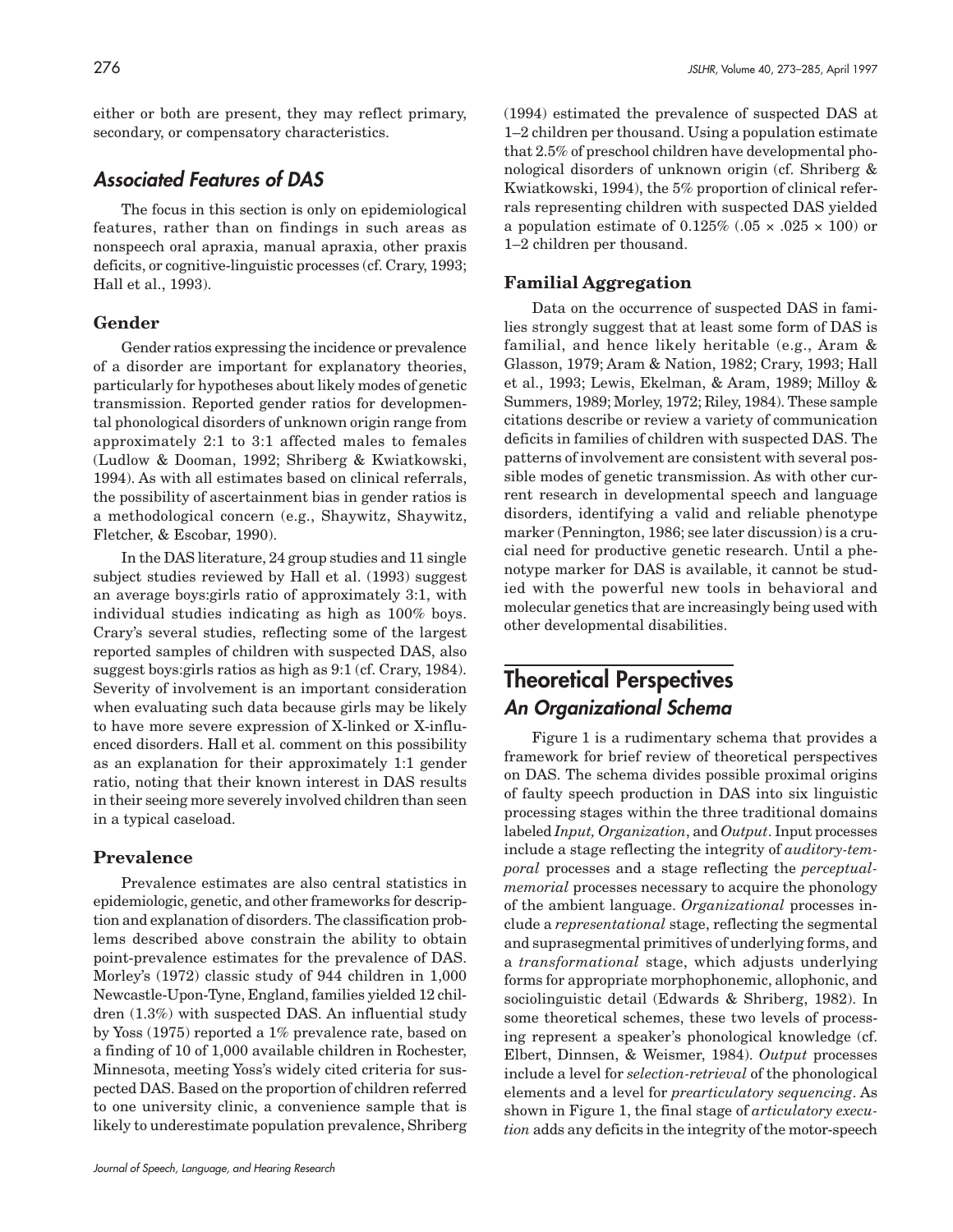either or both are present, they may reflect primary, secondary, or compensatory characteristics.

## *Associated Features of DAS*

The focus in this section is only on epidemiological features, rather than on findings in such areas as nonspeech oral apraxia, manual apraxia, other praxis deficits, or cognitive-linguistic processes (cf. Crary, 1993; Hall et al., 1993).

### Gender

Gender ratios expressing the incidence or prevalence of a disorder are important for explanatory theories, particularly for hypotheses about likely modes of genetic transmission. Reported gender ratios for developmental phonological disorders of unknown origin range from approximately 2:1 to 3:1 affected males to females (Ludlow & Dooman, 1992; Shriberg & Kwiatkowski, 1994). As with all estimates based on clinical referrals, the possibility of ascertainment bias in gender ratios is a methodological concern (e.g., Shaywitz, Shaywitz, Fletcher, & Escobar, 1990).

In the DAS literature, 24 group studies and 11 single subject studies reviewed by Hall et al. (1993) suggest an average boys:girls ratio of approximately 3:1, with individual studies indicating as high as 100% boys. Crary's several studies, reflecting some of the largest reported samples of children with suspected DAS, also suggest boys:girls ratios as high as 9:1 (cf. Crary, 1984). Severity of involvement is an important consideration when evaluating such data because girls may be likely to have more severe expression of X-linked or X-influenced disorders. Hall et al. comment on this possibility as an explanation for their approximately 1:1 gender ratio, noting that their known interest in DAS results in their seeing more severely involved children than seen in a typical caseload.

### Prevalence

Prevalence estimates are also central statistics in epidemiologic, genetic, and other frameworks for description and explanation of disorders. The classification problems described above constrain the ability to obtain point-prevalence estimates for the prevalence of DAS. Morley's (1972) classic study of 944 children in 1,000 Newcastle-Upon-Tyne, England, families yielded 12 children (1.3%) with suspected DAS. An influential study by Yoss (1975) reported a 1% prevalence rate, based on a finding of 10 of 1,000 available children in Rochester, Minnesota, meeting Yoss's widely cited criteria for suspected DAS. Based on the proportion of children referred to one university clinic, a convenience sample that is likely to underestimate population prevalence, Shriberg (1994) estimated the prevalence of suspected DAS at 1–2 children per thousand. Using a population estimate that 2.5% of preschool children have developmental phonological disorders of unknown origin (cf. Shriberg & Kwiatkowski, 1994), the 5% proportion of clinical referrals representing children with suspected DAS yielded a population estimate of 0.125% ($.05 \times .025 \times 100$) or 1–2 children per thousand.

### Familial Aggregation

Data on the occurrence of suspected DAS in families strongly suggest that at least some form of DAS is familial, and hence likely heritable (e.g., Aram & Glasson, 1979; Aram & Nation, 1982; Crary, 1993; Hall et al., 1993; Lewis, Ekelman, & Aram, 1989; Milloy & Summers, 1989; Morley, 1972; Riley, 1984). These sample citations describe or review a variety of communication deficits in families of children with suspected DAS. The patterns of involvement are consistent with several possible modes of genetic transmission. As with other current research in developmental speech and language disorders, identifying a valid and reliable phenotype marker (Pennington, 1986; see later discussion) is a crucial need for productive genetic research. Until a phenotype marker for DAS is available, it cannot be studied with the powerful new tools in behavioral and molecular genetics that are increasingly being used with other developmental disabilities.

# Theoretical Perspectives

## *An Organizational Schema*

Figure 1 is a rudimentary schema that provides a framework for brief review of theoretical perspectives on DAS. The schema divides possible proximal origins of faulty speech production in DAS into six linguistic processing stages within the three traditional domains labeled *Input, Organization*, and *Output*. Input processes include a stage reflecting the integrity of *auditory-temporal* processes and a stage reflecting the *perceptual-memorial* processes necessary to acquire the phonology of the ambient language. *Organizational* processes include a *representational* stage, reflecting the segmental and suprasegmental primitives of underlying forms, and a *transformational* stage, which adjusts underlying forms for appropriate morphophonemic, allophonic, and sociolinguistic detail (Edwards & Shriberg, 1982). In some theoretical schemes, these two levels of processing represent a speaker's phonological knowledge (cf. Elbert, Dinnsen, & Weismer, 1984). *Output* processes include a level for *selection-retrieval* of the phonological elements and a level for *prearticulatory sequencing*. As shown in Figure 1, the final stage of *articulatory execution* adds any deficits in the integrity of the motor-speech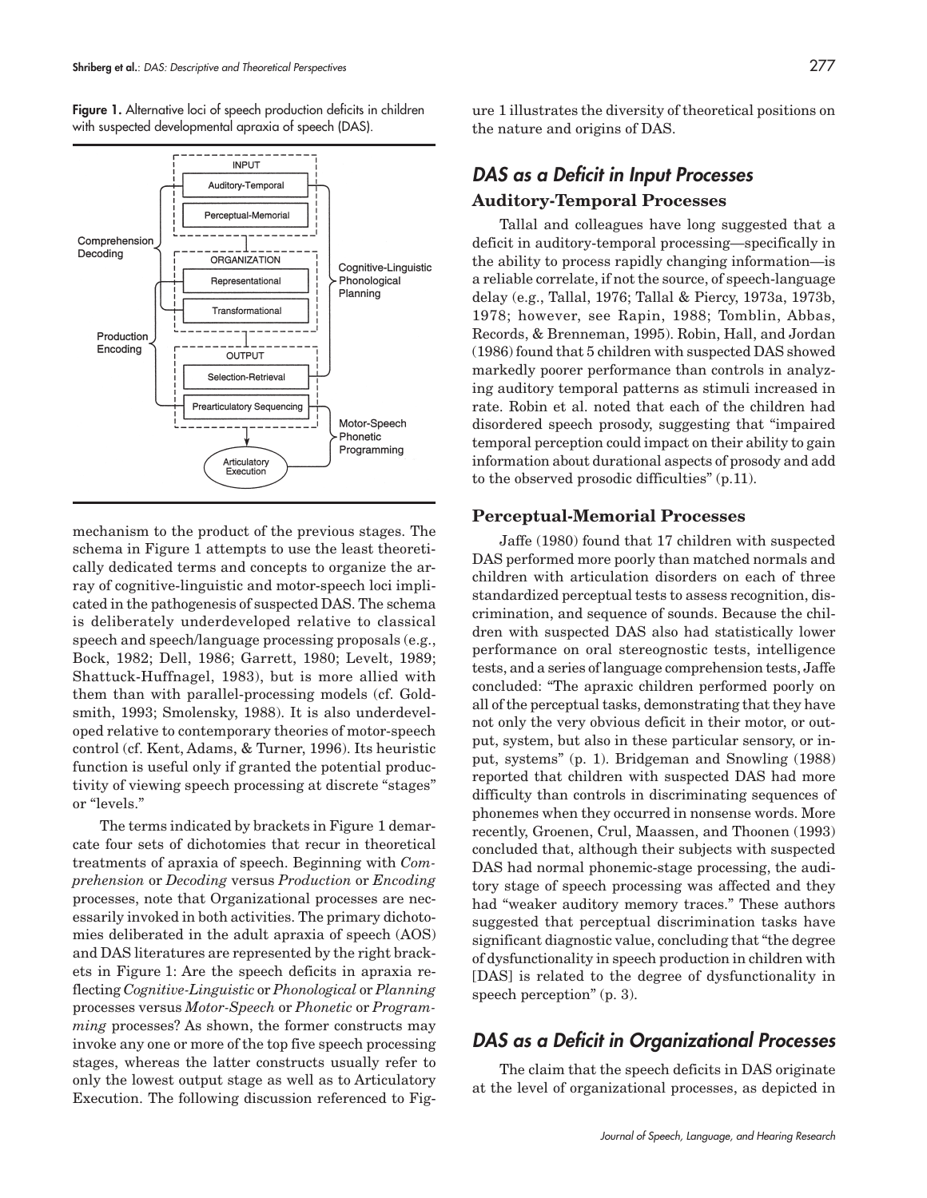**Figure 1.** Alternative loci of speech production deficits in children with suspected developmental apraxia of speech (DAS).

mechanism to the product of the previous stages. The schema in Figure 1 attempts to use the least theoretically dedicated terms and concepts to organize the array of cognitive-linguistic and motor-speech loci implicated in the pathogenesis of suspected DAS. The schema is deliberately underdeveloped relative to classical speech and speech/language processing proposals (e.g., Bock, 1982; Dell, 1986; Garrett, 1980; Levelt, 1989; Shattuck-Huffnagel, 1983), but is more allied with them than with parallel-processing models (cf. Goldsmith, 1993; Smolensky, 1988). It is also underdeveloped relative to contemporary theories of motor-speech control (cf. Kent, Adams, & Turner, 1996). Its heuristic function is useful only if granted the potential productivity of viewing speech processing at discrete "stages" or "levels."

The terms indicated by brackets in Figure 1 demarcate four sets of dichotomies that recur in theoretical treatments of apraxia of speech. Beginning with *Comprehension* or *Decoding* versus *Production* or *Encoding* processes, note that Organizational processes are necessarily invoked in both activities. The primary dichotomies deliberated in the adult apraxia of speech (AOS) and DAS literatures are represented by the right brackets in Figure 1: Are the speech deficits in apraxia reflecting *Cognitive-Linguistic* or *Phonological* or *Planning* processes versus *Motor-Speech* or *Phonetic* or *Programming* processes? As shown, the former constructs may invoke any one or more of the top five speech processing stages, whereas the latter constructs usually refer to only the lowest output stage as well as to Articulatory Execution. The following discussion referenced to Figure 1 illustrates the diversity of theoretical positions on the nature and origins of DAS.

## DAS as a Deficit in Input Processes

### Auditory-Temporal Processes

Tallal and colleagues have long suggested that a deficit in auditory-temporal processing—specifically in the ability to process rapidly changing information—is a reliable correlate, if not the source, of speech-language delay (e.g., Tallal, 1976; Tallal & Piercy, 1973a, 1973b, 1978; however, see Rapin, 1988; Tomblin, Abbas, Records, & Brenneman, 1995). Robin, Hall, and Jordan (1986) found that 5 children with suspected DAS showed markedly poorer performance than controls in analyzing auditory temporal patterns as stimuli increased in rate. Robin et al. noted that each of the children had disordered speech prosody, suggesting that "impaired temporal perception could impact on their ability to gain information about durational aspects of prosody and add to the observed prosodic difficulties" (p.11).

### Perceptual-Memorial Processes

Jaffe (1980) found that 17 children with suspected DAS performed more poorly than matched normals and children with articulation disorders on each of three standardized perceptual tests to assess recognition, discrimination, and sequence of sounds. Because the children with suspected DAS also had statistically lower performance on oral stereognostic tests, intelligence tests, and a series of language comprehension tests, Jaffe concluded: "The apraxic children performed poorly on all of the perceptual tasks, demonstrating that they have not only the very obvious deficit in their motor, or output, system, but also in these particular sensory, or input, systems" (p. 1). Bridgeman and Snowling (1988) reported that children with suspected DAS had more difficulty than controls in discriminating sequences of phonemes when they occurred in nonsense words. More recently, Groenen, Crul, Maassen, and Thoonen (1993) concluded that, although their subjects with suspected DAS had normal phonemic-stage processing, the auditory stage of speech processing was affected and they had "weaker auditory memory traces." These authors suggested that perceptual discrimination tasks have significant diagnostic value, concluding that "the degree of dysfunctionality in speech production in children with [DAS] is related to the degree of dysfunctionality in speech perception" (p. 3).

## DAS as a Deficit in Organizational Processes

The claim that the speech deficits in DAS originate at the level of organizational processes, as depicted in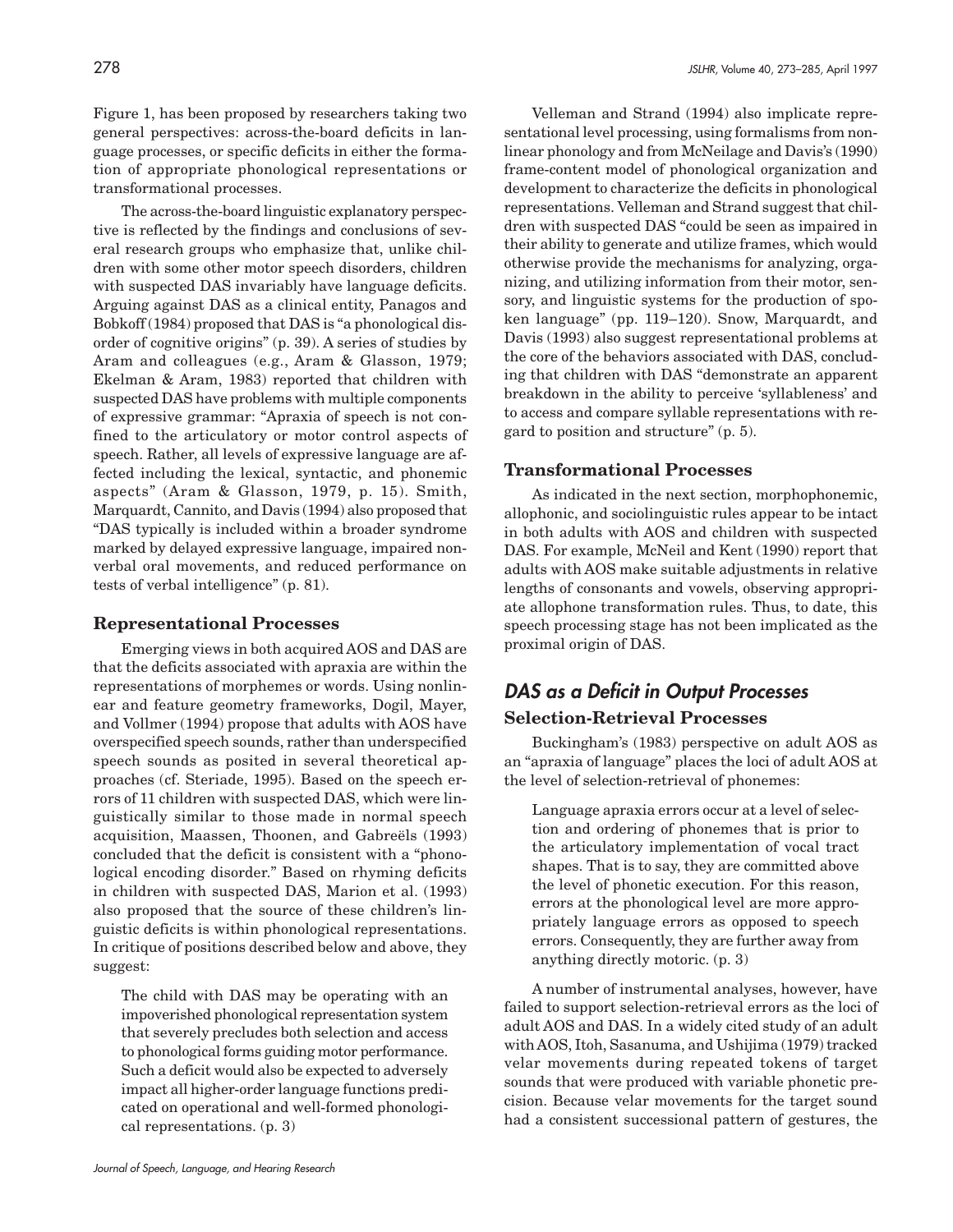Figure 1, has been proposed by researchers taking two general perspectives: across-the-board deficits in language processes, or specific deficits in either the formation of appropriate phonological representations or transformational processes.

The across-the-board linguistic explanatory perspective is reflected by the findings and conclusions of several research groups who emphasize that, unlike children with some other motor speech disorders, children with suspected DAS invariably have language deficits. Arguing against DAS as a clinical entity, Panagos and Bobkoff (1984) proposed that DAS is "a phonological disorder of cognitive origins" (p. 39). A series of studies by Aram and colleagues (e.g., Aram & Glasson, 1979; Ekelman & Aram, 1983) reported that children with suspected DAS have problems with multiple components of expressive grammar: "Apraxia of speech is not confined to the articulatory or motor control aspects of speech. Rather, all levels of expressive language are affected including the lexical, syntactic, and phonemic aspects" (Aram & Glasson, 1979, p. 15). Smith, Marquardt, Cannito, and Davis (1994) also proposed that "DAS typically is included within a broader syndrome marked by delayed expressive language, impaired nonverbal oral movements, and reduced performance on tests of verbal intelligence" (p. 81).

### Representational Processes

Emerging views in both acquired AOS and DAS are that the deficits associated with apraxia are within the representations of morphemes or words. Using nonlinear and feature geometry frameworks, Dogil, Mayer, and Vollmer (1994) propose that adults with AOS have overspecified speech sounds, rather than underspecified speech sounds as posited in several theoretical approaches (cf. Steriade, 1995). Based on the speech errors of 11 children with suspected DAS, which were linguistically similar to those made in normal speech acquisition, Maassen, Thoonen, and Gabreëls (1993) concluded that the deficit is consistent with a "phonological encoding disorder." Based on rhyming deficits in children with suspected DAS, Marion et al. (1993) also proposed that the source of these children's linguistic deficits is within phonological representations. In critique of positions described below and above, they suggest:

> The child with DAS may be operating with an impoverished phonological representation system that severely precludes both selection and access to phonological forms guiding motor performance. Such a deficit would also be expected to adversely impact all higher-order language functions predicated on operational and well-formed phonological representations. (p. 3)

Velleman and Strand (1994) also implicate representational level processing, using formalisms from nonlinear phonology and from McNeilage and Davis's (1990) frame-content model of phonological organization and development to characterize the deficits in phonological representations. Velleman and Strand suggest that children with suspected DAS "could be seen as impaired in their ability to generate and utilize frames, which would otherwise provide the mechanisms for analyzing, organizing, and utilizing information from their motor, sensory, and linguistic systems for the production of spoken language" (pp. 119–120). Snow, Marquardt, and Davis (1993) also suggest representational problems at the core of the behaviors associated with DAS, concluding that children with DAS "demonstrate an apparent breakdown in the ability to perceive 'syllableness' and to access and compare syllable representations with regard to position and structure" (p. 5).

### Transformational Processes

As indicated in the next section, morphophonemic, allophonic, and sociolinguistic rules appear to be intact in both adults with AOS and children with suspected DAS. For example, McNeil and Kent (1990) report that adults with AOS make suitable adjustments in relative lengths of consonants and vowels, observing appropriate allophone transformation rules. Thus, to date, this speech processing stage has not been implicated as the proximal origin of DAS.

## *DAS as a Deficit in Output Processes*

### Selection-Retrieval Processes

Buckingham's (1983) perspective on adult AOS as an "apraxia of language" places the loci of adult AOS at the level of selection-retrieval of phonemes:

> Language apraxia errors occur at a level of selection and ordering of phonemes that is prior to the articulatory implementation of vocal tract shapes. That is to say, they are committed above the level of phonetic execution. For this reason, errors at the phonological level are more appropriately language errors as opposed to speech errors. Consequently, they are further away from anything directly motoric. (p. 3)

A number of instrumental analyses, however, have failed to support selection-retrieval errors as the loci of adult AOS and DAS. In a widely cited study of an adult with AOS, Itoh, Sasanuma, and Ushijima (1979) tracked velar movements during repeated tokens of target sounds that were produced with variable phonetic precision. Because velar movements for the target sound had a consistent successional pattern of gestures, the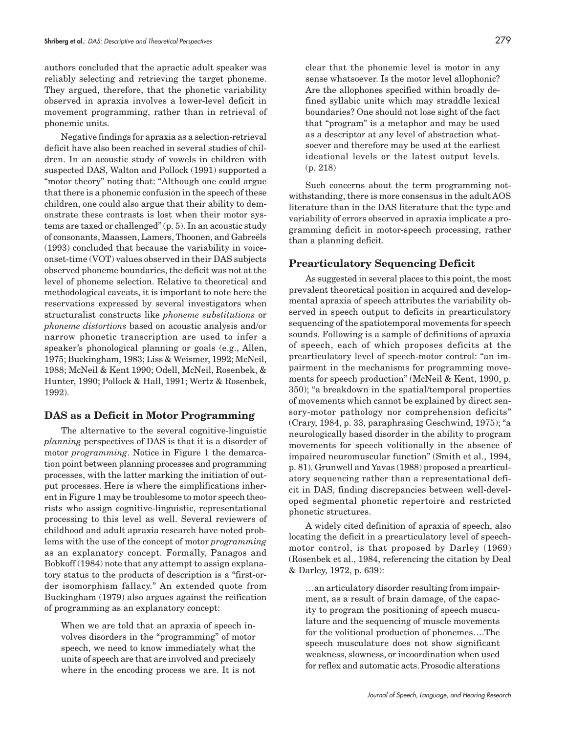authors concluded that the apractic adult speaker was reliably selecting and retrieving the target phoneme. They argued, therefore, that the phonetic variability observed in apraxia involves a lower-level deficit in movement programming, rather than in retrieval of phonemic units.

Negative findings for apraxia as a selection-retrieval deficit have also been reached in several studies of children. In an acoustic study of vowels in children with suspected DAS, Walton and Pollock (1991) supported a "motor theory" noting that: "Although one could argue that there is a phonemic confusion in the speech of these children, one could also argue that their ability to demonstrate these contrasts is lost when their motor systems are taxed or challenged" (p. 5). In an acoustic study of consonants, Maassen, Lamers, Thoonen, and Gabreëls (1993) concluded that because the variability in voice-onset-time (VOT) values observed in their DAS subjects observed phoneme boundaries, the deficit was not at the level of phoneme selection. Relative to theoretical and methodological caveats, it is important to note here the reservations expressed by several investigators when structuralist constructs like *phoneme substitutions* or *phoneme distortions* based on acoustic analysis and/or narrow phonetic transcription are used to infer a speaker's phonological planning or goals (e.g., Allen, 1975; Buckingham, 1983; Liss & Weismer, 1992; McNeil, 1988; McNeil & Kent 1990; Odell, McNeil, Rosenbek, & Hunter, 1990; Pollock & Hall, 1991; Wertz & Rosenbek, 1992).

## DAS as a Deficit in Motor Programming

The alternative to the several cognitive-linguistic *planning* perspectives of DAS is that it is a disorder of motor *programming*. Notice in Figure 1 the demarcation point between planning processes and programming processes, with the latter marking the initiation of output processes. Here is where the simplifications inherent in Figure 1 may be troublesome to motor speech theorists who assign cognitive-linguistic, representational processing to this level as well. Several reviewers of childhood and adult apraxia research have noted problems with the use of the concept of motor *programming* as an explanatory concept. Formally, Panagos and Bobkoff (1984) note that any attempt to assign explanatory status to the products of description is a "first-order isomorphism fallacy." An extended quote from Buckingham (1979) also argues against the reification of programming as an explanatory concept:

> When we are told that an apraxia of speech involves disorders in the "programming" of motor speech, we need to know immediately what the units of speech are that are involved and precisely where in the encoding process we are. It is not clear that the phonemic level is motor in any sense whatsoever. Is the motor level allophonic? Are the allophones specified within broadly defined syllabic units which may straddle lexical boundaries? One should not lose sight of the fact that "program" is a metaphor and may be used as a descriptor at any level of abstraction whatsoever and therefore may be used at the earliest ideational levels or the latest output levels. (p. 218)

Such concerns about the term programming notwithstanding, there is more consensus in the adult AOS literature than in the DAS literature that the type and variability of errors observed in apraxia implicate a programming deficit in motor-speech processing, rather than a planning deficit.

## Prearticulatory Sequencing Deficit

As suggested in several places to this point, the most prevalent theoretical position in acquired and developmental apraxia of speech attributes the variability observed in speech output to deficits in prearticulatory sequencing of the spatiotemporal movements for speech sounds. Following is a sample of definitions of apraxia of speech, each of which proposes deficits at the prearticulatory level of speech-motor control: "an impairment in the mechanisms for programming movements for speech production" (McNeil & Kent, 1990, p. 350); "a breakdown in the spatial/temporal properties of movements which cannot be explained by direct sensory-motor pathology nor comprehension deficits" (Crary, 1984, p. 33, paraphrasing Geschwind, 1975); "a neurologically based disorder in the ability to program movements for speech volitionally in the absence of impaired neuromuscular function" (Smith et al., 1994, p. 81). Grunwell and Yavas (1988) proposed a prearticulatory sequencing rather than a representational deficit in DAS, finding discrepancies between well-developed segmental phonetic repertoire and restricted phonetic structures.

A widely cited definition of apraxia of speech, also locating the deficit in a prearticulatory level of speech-motor control, is that proposed by Darley (1969) (Rosenbek et al., 1984, referencing the citation by Deal & Darley, 1972, p. 639):

> …an articulatory disorder resulting from impairment, as a result of brain damage, of the capacity to program the positioning of speech musculature and the sequencing of muscle movements for the volitional production of phonemes….The speech musculature does not show significant weakness, slowness, or incoordination when used for reflex and automatic acts. Prosodic alterations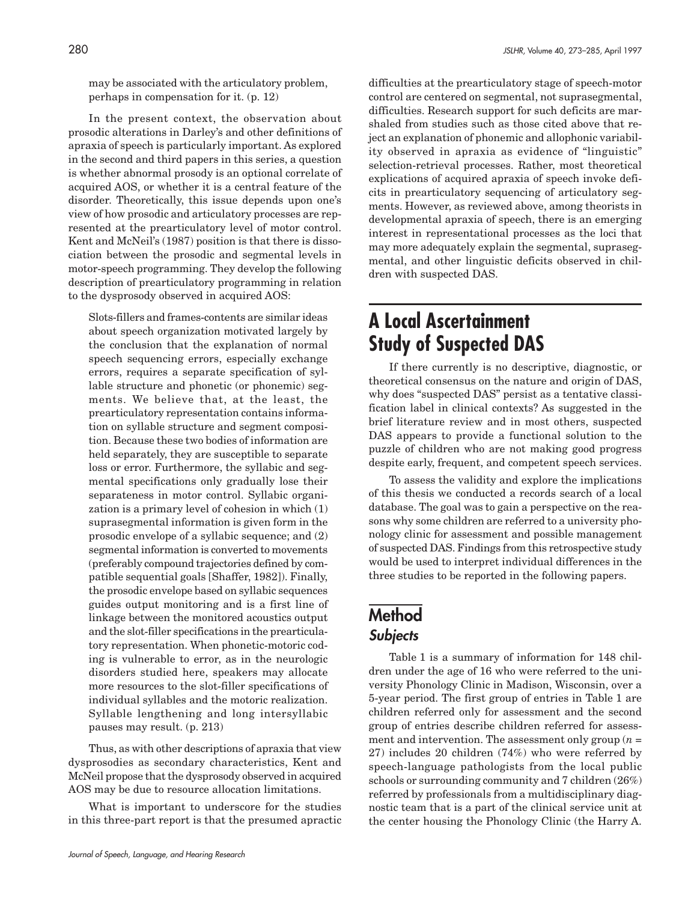may be associated with the articulatory problem, perhaps in compensation for it. (p. 12)

In the present context, the observation about prosodic alterations in Darley's and other definitions of apraxia of speech is particularly important. As explored in the second and third papers in this series, a question is whether abnormal prosody is an optional correlate of acquired AOS, or whether it is a central feature of the disorder. Theoretically, this issue depends upon one's view of how prosodic and articulatory processes are represented at the prearticulatory level of motor control. Kent and McNeil's (1987) position is that there is dissociation between the prosodic and segmental levels in motor-speech programming. They develop the following description of prearticulatory programming in relation to the dysprosody observed in acquired AOS:

> Slots-fillers and frames-contents are similar ideas about speech organization motivated largely by the conclusion that the explanation of normal speech sequencing errors, especially exchange errors, requires a separate specification of syllable structure and phonetic (or phonemic) segments. We believe that, at the least, the prearticulatory representation contains information on syllable structure and segment composition. Because these two bodies of information are held separately, they are susceptible to separate loss or error. Furthermore, the syllabic and segmental specifications only gradually lose their separateness in motor control. Syllabic organization is a primary level of cohesion in which (1) suprasegmental information is given form in the prosodic envelope of a syllabic sequence; and (2) segmental information is converted to movements (preferably compound trajectories defined by compatible sequential goals [Shaffer, 1982]). Finally, the prosodic envelope based on syllabic sequences guides output monitoring and is a first line of linkage between the monitored acoustics output and the slot-filler specifications in the prearticulatory representation. When phonetic-motoric coding is vulnerable to error, as in the neurologic disorders studied here, speakers may allocate more resources to the slot-filler specifications of individual syllables and the motoric realization. Syllable lengthening and long intersyllabic pauses may result. (p. 213)

Thus, as with other descriptions of apraxia that view dysprosodies as secondary characteristics, Kent and McNeil propose that the dysprosody observed in acquired AOS may be due to resource allocation limitations.

What is important to underscore for the studies in this three-part report is that the presumed apractic difficulties at the prearticulatory stage of speech-motor control are centered on segmental, not suprasegmental, difficulties. Research support for such deficits are marshaled from studies such as those cited above that reject an explanation of phonemic and allophonic variability observed in apraxia as evidence of "linguistic" selection-retrieval processes. Rather, most theoretical explications of acquired apraxia of speech invoke deficits in prearticulatory sequencing of articulatory segments. However, as reviewed above, among theorists in developmental apraxia of speech, there is an emerging interest in representational processes as the loci that may more adequately explain the segmental, suprasegmental, and other linguistic deficits observed in children with suspected DAS.

# A Local Ascertainment Study of Suspected DAS

If there currently is no descriptive, diagnostic, or theoretical consensus on the nature and origin of DAS, why does "suspected DAS" persist as a tentative classification label in clinical contexts? As suggested in the brief literature review and in most others, suspected DAS appears to provide a functional solution to the puzzle of children who are not making good progress despite early, frequent, and competent speech services.

To assess the validity and explore the implications of this thesis we conducted a records search of a local database. The goal was to gain a perspective on the reasons why some children are referred to a university phonology clinic for assessment and possible management of suspected DAS. Findings from this retrospective study would be used to interpret individual differences in the three studies to be reported in the following papers.

## Method

### *Subjects*

Table 1 is a summary of information for 148 children under the age of 16 who were referred to the university Phonology Clinic in Madison, Wisconsin, over a 5-year period. The first group of entries in Table 1 are children referred only for assessment and the second group of entries describe children referred for assessment and intervention. The assessment only group ($n$ = 27) includes 20 children (74%) who were referred by speech-language pathologists from the local public schools or surrounding community and 7 children (26%) referred by professionals from a multidisciplinary diagnostic team that is a part of the clinical service unit at the center housing the Phonology Clinic (the Harry A.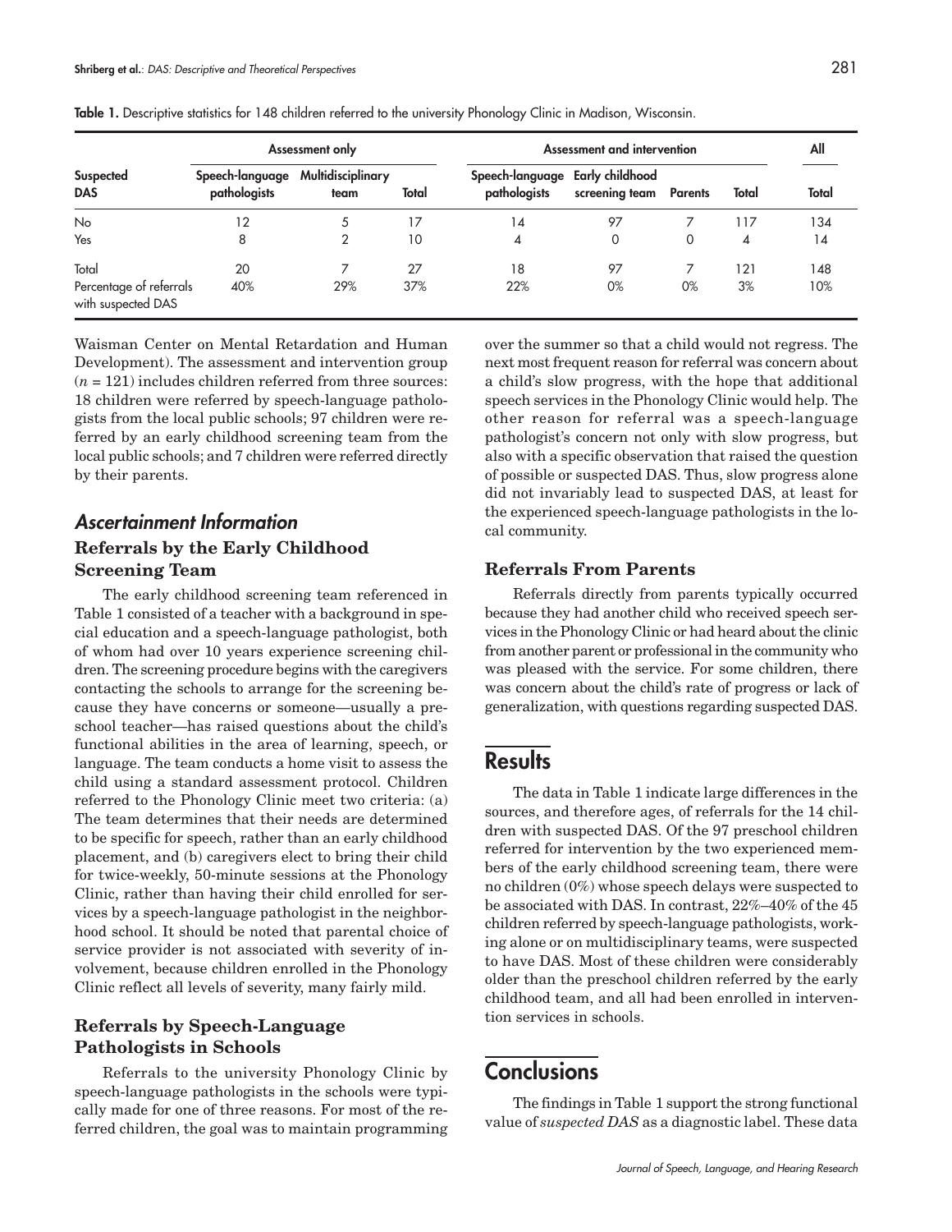**Table 1.** Descriptive statistics for 148 children referred to the university Phonology Clinic in Madison, Wisconsin.

| Suspected DAS | Assessment only | | | Assessment and intervention | | | | All |
|---|---|---|---|---|---|---|---|---|
| | Speech-language pathologists | Multidisciplinary team | Total | Speech-language pathologists | Early childhood screening team | Parents | Total | Total |
| No | 12 | 5 | 17 | 14 | 97 | 7 | 117 | 134 |
| Yes | 8 | 2 | 10 | 4 | 0 | 0 | 4 | 14 |
| Total | 20 | 7 | 27 | 18 | 97 | 7 | 121 | 148 |
| Percentage of referrals with suspected DAS | 40% | 29% | 37% | 22% | 0% | 0% | 3% | 10% |

Waisman Center on Mental Retardation and Human Development). The assessment and intervention group ($n = 121$) includes children referred from three sources: 18 children were referred by speech-language pathologists from the local public schools; 97 children were referred by an early childhood screening team from the local public schools; and 7 children were referred directly by their parents.

## Ascertainment Information

### Referrals by the Early Childhood Screening Team

The early childhood screening team referenced in Table 1 consisted of a teacher with a background in special education and a speech-language pathologist, both of whom had over 10 years experience screening children. The screening procedure begins with the caregivers contacting the schools to arrange for the screening because they have concerns or someone—usually a preschool teacher—has raised questions about the child's functional abilities in the area of learning, speech, or language. The team conducts a home visit to assess the child using a standard assessment protocol. Children referred to the Phonology Clinic meet two criteria: (a) The team determines that their needs are determined to be specific for speech, rather than an early childhood placement, and (b) caregivers elect to bring their child for twice-weekly, 50-minute sessions at the Phonology Clinic, rather than having their child enrolled for services by a speech-language pathologist in the neighborhood school. It should be noted that parental choice of service provider is not associated with severity of involvement, because children enrolled in the Phonology Clinic reflect all levels of severity, many fairly mild.

### Referrals by Speech-Language Pathologists in Schools

Referrals to the university Phonology Clinic by speech-language pathologists in the schools were typically made for one of three reasons. For most of the referred children, the goal was to maintain programming over the summer so that a child would not regress. The next most frequent reason for referral was concern about a child's slow progress, with the hope that additional speech services in the Phonology Clinic would help. The other reason for referral was a speech-language pathologist's concern not only with slow progress, but also with a specific observation that raised the question of possible or suspected DAS. Thus, slow progress alone did not invariably lead to suspected DAS, at least for the experienced speech-language pathologists in the local community.

### Referrals From Parents

Referrals directly from parents typically occurred because they had another child who received speech services in the Phonology Clinic or had heard about the clinic from another parent or professional in the community who was pleased with the service. For some children, there was concern about the child's rate of progress or lack of generalization, with questions regarding suspected DAS.

## Results

The data in Table 1 indicate large differences in the sources, and therefore ages, of referrals for the 14 children with suspected DAS. Of the 97 preschool children referred for intervention by the two experienced members of the early childhood screening team, there were no children (0%) whose speech delays were suspected to be associated with DAS. In contrast, 22%–40% of the 45 children referred by speech-language pathologists, working alone or on multidisciplinary teams, were suspected to have DAS. Most of these children were considerably older than the preschool children referred by the early childhood team, and all had been enrolled in intervention services in schools.

## Conclusions

The findings in Table 1 support the strong functional value of *suspected DAS* as a diagnostic label. These data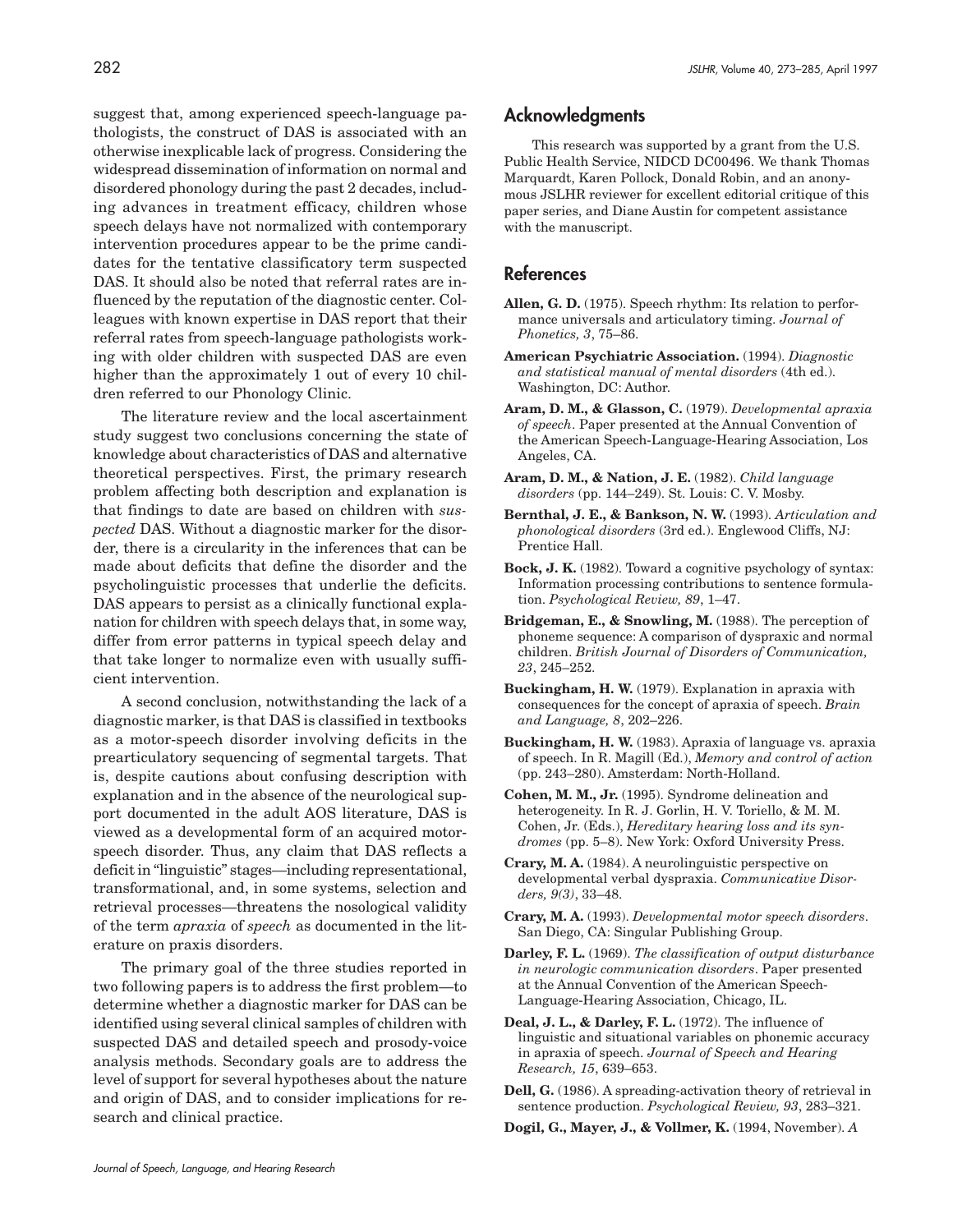suggest that, among experienced speech-language pathologists, the construct of DAS is associated with an otherwise inexplicable lack of progress. Considering the widespread dissemination of information on normal and disordered phonology during the past 2 decades, including advances in treatment efficacy, children whose speech delays have not normalized with contemporary intervention procedures appear to be the prime candidates for the tentative classificatory term suspected DAS. It should also be noted that referral rates are influenced by the reputation of the diagnostic center. Colleagues with known expertise in DAS report that their referral rates from speech-language pathologists working with older children with suspected DAS are even higher than the approximately 1 out of every 10 children referred to our Phonology Clinic.

The literature review and the local ascertainment study suggest two conclusions concerning the state of knowledge about characteristics of DAS and alternative theoretical perspectives. First, the primary research problem affecting both description and explanation is that findings to date are based on children with *suspected* DAS. Without a diagnostic marker for the disorder, there is a circularity in the inferences that can be made about deficits that define the disorder and the psycholinguistic processes that underlie the deficits. DAS appears to persist as a clinically functional explanation for children with speech delays that, in some way, differ from error patterns in typical speech delay and that take longer to normalize even with usually sufficient intervention.

A second conclusion, notwithstanding the lack of a diagnostic marker, is that DAS is classified in textbooks as a motor-speech disorder involving deficits in the prearticulatory sequencing of segmental targets. That is, despite cautions about confusing description with explanation and in the absence of the neurological support documented in the adult AOS literature, DAS is viewed as a developmental form of an acquired motor-speech disorder. Thus, any claim that DAS reflects a deficit in "linguistic" stages—including representational, transformational, and, in some systems, selection and retrieval processes—threatens the nosological validity of the term *apraxia* of *speech* as documented in the literature on praxis disorders.

The primary goal of the three studies reported in two following papers is to address the first problem—to determine whether a diagnostic marker for DAS can be identified using several clinical samples of children with suspected DAS and detailed speech and prosody-voice analysis methods. Secondary goals are to address the level of support for several hypotheses about the nature and origin of DAS, and to consider implications for research and clinical practice.

## Acknowledgments

This research was supported by a grant from the U.S. Public Health Service, NIDCD DC00496. We thank Thomas Marquardt, Karen Pollock, Donald Robin, and an anonymous JSLHR reviewer for excellent editorial critique of this paper series, and Diane Austin for competent assistance with the manuscript.

## References

**Allen, G. D.** (1975). Speech rhythm: Its relation to performance universals and articulatory timing. *Journal of Phonetics, 3*, 75–86.

**American Psychiatric Association.** (1994). *Diagnostic and statistical manual of mental disorders* (4th ed.). Washington, DC: Author.

**Aram, D. M., & Glasson, C.** (1979). *Developmental apraxia of speech*. Paper presented at the Annual Convention of the American Speech-Language-Hearing Association, Los Angeles, CA.

**Aram, D. M., & Nation, J. E.** (1982). *Child language disorders* (pp. 144–249). St. Louis: C. V. Mosby.

**Bernthal, J. E., & Bankson, N. W.** (1993). *Articulation and phonological disorders* (3rd ed.). Englewood Cliffs, NJ: Prentice Hall.

**Bock, J. K.** (1982). Toward a cognitive psychology of syntax: Information processing contributions to sentence formulation. *Psychological Review, 89*, 1–47.

**Bridgeman, E., & Snowling, M.** (1988). The perception of phoneme sequence: A comparison of dyspraxic and normal children. *British Journal of Disorders of Communication, 23*, 245–252.

**Buckingham, H. W.** (1979). Explanation in apraxia with consequences for the concept of apraxia of speech. *Brain and Language, 8*, 202–226.

**Buckingham, H. W.** (1983). Apraxia of language vs. apraxia of speech. In R. Magill (Ed.), *Memory and control of action* (pp. 243–280). Amsterdam: North-Holland.

**Cohen, M. M., Jr.** (1995). Syndrome delineation and heterogeneity. In R. J. Gorlin, H. V. Toriello, & M. M. Cohen, Jr. (Eds.), *Hereditary hearing loss and its syndromes* (pp. 5–8). New York: Oxford University Press.

**Crary, M. A.** (1984). A neurolinguistic perspective on developmental verbal dyspraxia. *Communicative Disorders, 9(3)*, 33–48.

**Crary, M. A.** (1993). *Developmental motor speech disorders*. San Diego, CA: Singular Publishing Group.

**Darley, F. L.** (1969). *The classification of output disturbance in neurologic communication disorders*. Paper presented at the Annual Convention of the American Speech-Language-Hearing Association, Chicago, IL.

**Deal, J. L., & Darley, F. L.** (1972). The influence of linguistic and situational variables on phonemic accuracy in apraxia of speech. *Journal of Speech and Hearing Research, 15*, 639–653.

**Dell, G.** (1986). A spreading-activation theory of retrieval in sentence production. *Psychological Review, 93*, 283–321.

**Dogil, G., Mayer, J., & Vollmer, K.** (1994, November). *A*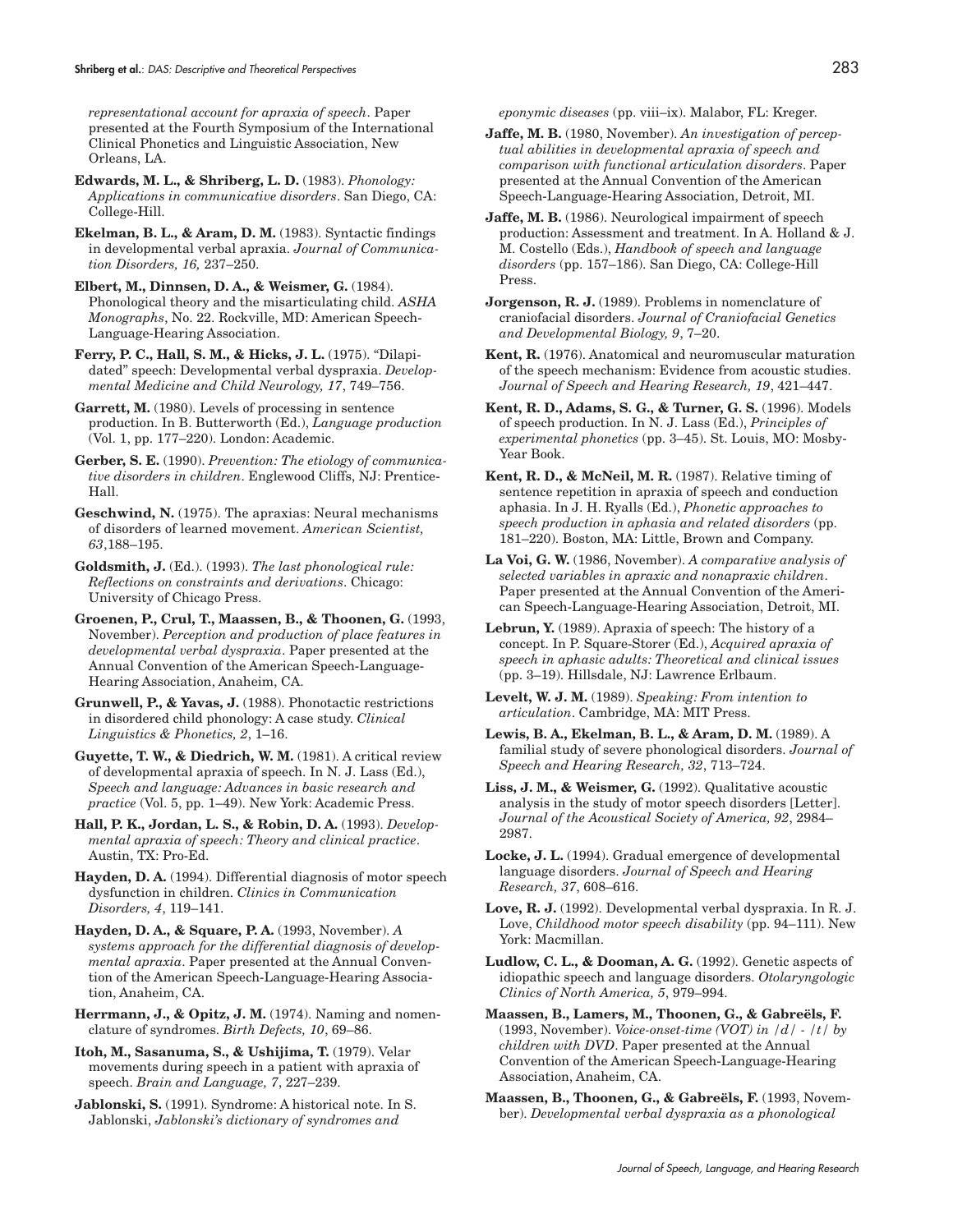*representational account for apraxia of speech*. Paper presented at the Fourth Symposium of the International Clinical Phonetics and Linguistic Association, New Orleans, LA.

**Edwards, M. L., & Shriberg, L. D.** (1983). *Phonology: Applications in communicative disorders*. San Diego, CA: College-Hill.

**Ekelman, B. L., & Aram, D. M.** (1983). Syntactic findings in developmental verbal apraxia. *Journal of Communication Disorders, 16,* 237–250.

**Elbert, M., Dinnsen, D. A., & Weismer, G.** (1984). Phonological theory and the misarticulating child. *ASHA Monographs*, No. 22. Rockville, MD: American Speech-Language-Hearing Association.

**Ferry, P. C., Hall, S. M., & Hicks, J. L.** (1975). "Dilapidated" speech: Developmental verbal dyspraxia. *Developmental Medicine and Child Neurology, 17*, 749–756.

**Garrett, M.** (1980). Levels of processing in sentence production. In B. Butterworth (Ed.), *Language production* (Vol. 1, pp. 177–220). London: Academic.

**Gerber, S. E.** (1990). *Prevention: The etiology of communicative disorders in children*. Englewood Cliffs, NJ: Prentice-Hall.

**Geschwind, N.** (1975). The apraxias: Neural mechanisms of disorders of learned movement. *American Scientist, 63*,188–195.

**Goldsmith, J.** (Ed.). (1993). *The last phonological rule: Reflections on constraints and derivations*. Chicago: University of Chicago Press.

**Groenen, P., Crul, T., Maassen, B., & Thoonen, G.** (1993, November). *Perception and production of place features in developmental verbal dyspraxia*. Paper presented at the Annual Convention of the American Speech-Language-Hearing Association, Anaheim, CA.

**Grunwell, P., & Yavas, J.** (1988). Phonotactic restrictions in disordered child phonology: A case study. *Clinical Linguistics & Phonetics, 2*, 1–16.

**Guyette, T. W., & Diedrich, W. M.** (1981). A critical review of developmental apraxia of speech. In N. J. Lass (Ed.), *Speech and language: Advances in basic research and practice* (Vol. 5, pp. 1–49). New York: Academic Press.

**Hall, P. K., Jordan, L. S., & Robin, D. A.** (1993). *Developmental apraxia of speech: Theory and clinical practice*. Austin, TX: Pro-Ed.

**Hayden, D. A.** (1994). Differential diagnosis of motor speech dysfunction in children. *Clinics in Communication Disorders, 4*, 119–141.

**Hayden, D. A., & Square, P. A.** (1993, November). *A systems approach for the differential diagnosis of developmental apraxia*. Paper presented at the Annual Convention of the American Speech-Language-Hearing Association, Anaheim, CA.

**Herrmann, J., & Opitz, J. M.** (1974). Naming and nomenclature of syndromes. *Birth Defects, 10*, 69–86.

**Itoh, M., Sasanuma, S., & Ushijima, T.** (1979). Velar movements during speech in a patient with apraxia of speech. *Brain and Language, 7*, 227–239.

**Jablonski, S.** (1991). Syndrome: A historical note. In S. Jablonski, *Jablonski's dictionary of syndromes and eponymic diseases* (pp. viii–ix). Malabor, FL: Kreger.

**Jaffe, M. B.** (1980, November). *An investigation of perceptual abilities in developmental apraxia of speech and comparison with functional articulation disorders*. Paper presented at the Annual Convention of the American Speech-Language-Hearing Association, Detroit, MI.

**Jaffe, M. B.** (1986). Neurological impairment of speech production: Assessment and treatment. In A. Holland & J. M. Costello (Eds.), *Handbook of speech and language disorders* (pp. 157–186). San Diego, CA: College-Hill Press.

**Jorgenson, R. J.** (1989). Problems in nomenclature of craniofacial disorders. *Journal of Craniofacial Genetics and Developmental Biology, 9*, 7–20.

**Kent, R.** (1976). Anatomical and neuromuscular maturation of the speech mechanism: Evidence from acoustic studies. *Journal of Speech and Hearing Research, 19*, 421–447.

**Kent, R. D., Adams, S. G., & Turner, G. S.** (1996). Models of speech production. In N. J. Lass (Ed.), *Principles of experimental phonetics* (pp. 3–45). St. Louis, MO: Mosby-Year Book.

**Kent, R. D., & McNeil, M. R.** (1987). Relative timing of sentence repetition in apraxia of speech and conduction aphasia. In J. H. Ryalls (Ed.), *Phonetic approaches to speech production in aphasia and related disorders* (pp. 181–220). Boston, MA: Little, Brown and Company.

**La Voi, G. W.** (1986, November). *A comparative analysis of selected variables in apraxic and nonapraxic children*. Paper presented at the Annual Convention of the American Speech-Language-Hearing Association, Detroit, MI.

**Lebrun, Y.** (1989). Apraxia of speech: The history of a concept. In P. Square-Storer (Ed.), *Acquired apraxia of speech in aphasic adults: Theoretical and clinical issues* (pp. 3–19). Hillsdale, NJ: Lawrence Erlbaum.

**Levelt, W. J. M.** (1989). *Speaking: From intention to articulation*. Cambridge, MA: MIT Press.

**Lewis, B. A., Ekelman, B. L., & Aram, D. M.** (1989). A familial study of severe phonological disorders. *Journal of Speech and Hearing Research, 32*, 713–724.

**Liss, J. M., & Weismer, G.** (1992). Qualitative acoustic analysis in the study of motor speech disorders [Letter]. *Journal of the Acoustical Society of America, 92*, 2984–2987.

**Locke, J. L.** (1994). Gradual emergence of developmental language disorders. *Journal of Speech and Hearing Research, 37*, 608–616.

**Love, R. J.** (1992). Developmental verbal dyspraxia. In R. J. Love, *Childhood motor speech disability* (pp. 94–111). New York: Macmillan.

**Ludlow, C. L., & Dooman, A. G.** (1992). Genetic aspects of idiopathic speech and language disorders. *Otolaryngologic Clinics of North America, 5*, 979–994.

**Maassen, B., Lamers, M., Thoonen, G., & Gabreëls, F.** (1993, November). *Voice-onset-time (VOT) in /d/ - /t/ by children with DVD*. Paper presented at the Annual Convention of the American Speech-Language-Hearing Association, Anaheim, CA.

**Maassen, B., Thoonen, G., & Gabreëls, F.** (1993, November). *Developmental verbal dyspraxia as a phonological*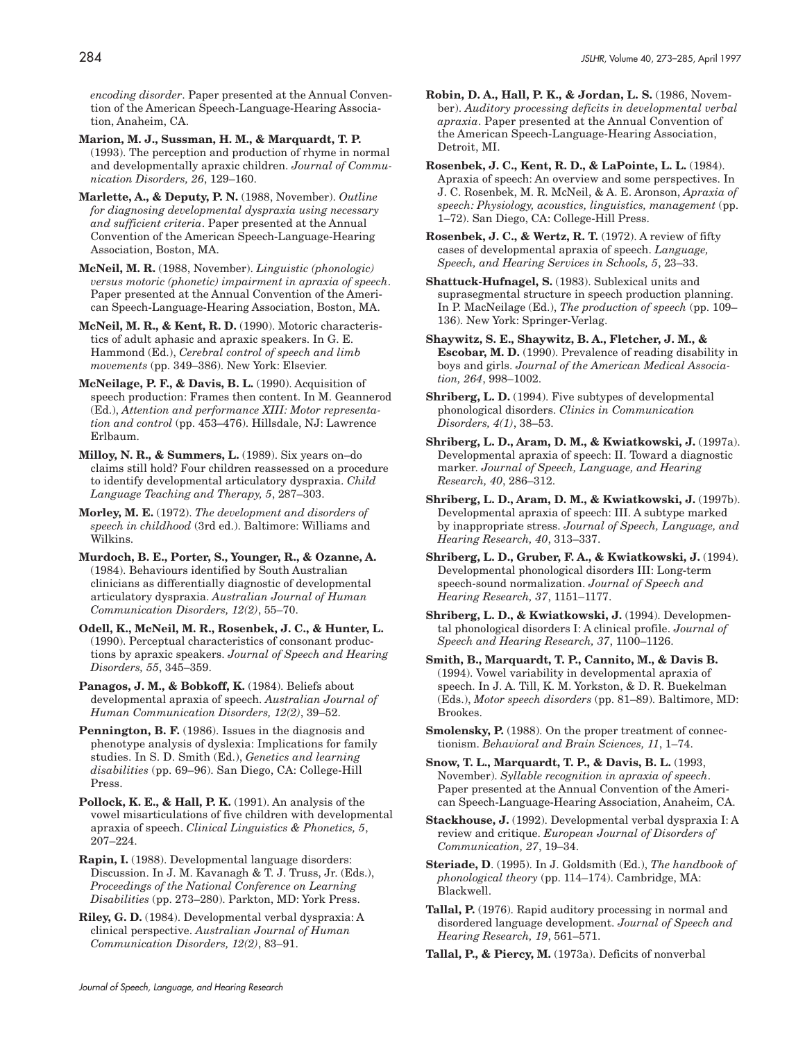*encoding disorder*. Paper presented at the Annual Convention of the American Speech-Language-Hearing Association, Anaheim, CA.

**Marion, M. J., Sussman, H. M., & Marquardt, T. P.** (1993). The perception and production of rhyme in normal and developmentally apraxic children. *Journal of Communication Disorders, 26*, 129–160.

**Marlette, A., & Deputy, P. N.** (1988, November). *Outline for diagnosing developmental dyspraxia using necessary and sufficient criteria*. Paper presented at the Annual Convention of the American Speech-Language-Hearing Association, Boston, MA.

**McNeil, M. R.** (1988, November). *Linguistic (phonologic) versus motoric (phonetic) impairment in apraxia of speech*. Paper presented at the Annual Convention of the American Speech-Language-Hearing Association, Boston, MA.

**McNeil, M. R., & Kent, R. D.** (1990). Motoric characteristics of adult aphasic and apraxic speakers. In G. E. Hammond (Ed.), *Cerebral control of speech and limb movements* (pp. 349–386). New York: Elsevier.

**McNeilage, P. F., & Davis, B. L.** (1990). Acquisition of speech production: Frames then content. In M. Geannerod (Ed.), *Attention and performance XIII: Motor representation and control* (pp. 453–476). Hillsdale, NJ: Lawrence Erlbaum.

**Milloy, N. R., & Summers, L.** (1989). Six years on–do claims still hold? Four children reassessed on a procedure to identify developmental articulatory dyspraxia. *Child Language Teaching and Therapy, 5*, 287–303.

**Morley, M. E.** (1972). *The development and disorders of speech in childhood* (3rd ed.). Baltimore: Williams and Wilkins.

**Murdoch, B. E., Porter, S., Younger, R., & Ozanne, A.** (1984). Behaviours identified by South Australian clinicians as differentially diagnostic of developmental articulatory dyspraxia. *Australian Journal of Human Communication Disorders, 12(2)*, 55–70.

**Odell, K., McNeil, M. R., Rosenbek, J. C., & Hunter, L.** (1990). Perceptual characteristics of consonant productions by apraxic speakers. *Journal of Speech and Hearing Disorders, 55*, 345–359.

**Panagos, J. M., & Bobkoff, K.** (1984). Beliefs about developmental apraxia of speech. *Australian Journal of Human Communication Disorders, 12(2)*, 39–52.

**Pennington, B. F.** (1986). Issues in the diagnosis and phenotype analysis of dyslexia: Implications for family studies. In S. D. Smith (Ed.), *Genetics and learning disabilities* (pp. 69–96). San Diego, CA: College-Hill Press.

**Pollock, K. E., & Hall, P. K.** (1991). An analysis of the vowel misarticulations of five children with developmental apraxia of speech. *Clinical Linguistics & Phonetics, 5*, 207–224.

**Rapin, I.** (1988). Developmental language disorders: Discussion. In J. M. Kavanagh & T. J. Truss, Jr. (Eds.), *Proceedings of the National Conference on Learning Disabilities* (pp. 273–280). Parkton, MD: York Press.

**Riley, G. D.** (1984). Developmental verbal dyspraxia: A clinical perspective. *Australian Journal of Human Communication Disorders, 12(2)*, 83–91.

**Robin, D. A., Hall, P. K., & Jordan, L. S.** (1986, November). *Auditory processing deficits in developmental verbal apraxia*. Paper presented at the Annual Convention of the American Speech-Language-Hearing Association, Detroit, MI.

**Rosenbek, J. C., Kent, R. D., & LaPointe, L. L.** (1984). Apraxia of speech: An overview and some perspectives. In J. C. Rosenbek, M. R. McNeil, & A. E. Aronson, *Apraxia of speech: Physiology, acoustics, linguistics, management* (pp. 1–72). San Diego, CA: College-Hill Press.

**Rosenbek, J. C., & Wertz, R. T.** (1972). A review of fifty cases of developmental apraxia of speech. *Language, Speech, and Hearing Services in Schools, 5*, 23–33.

**Shattuck-Hufnagel, S.** (1983). Sublexical units and suprasegmental structure in speech production planning. In P. MacNeilage (Ed.), *The production of speech* (pp. 109–136). New York: Springer-Verlag.

**Shaywitz, S. E., Shaywitz, B. A., Fletcher, J. M., & Escobar, M. D.** (1990). Prevalence of reading disability in boys and girls. *Journal of the American Medical Association, 264*, 998–1002.

**Shriberg, L. D.** (1994). Five subtypes of developmental phonological disorders. *Clinics in Communication Disorders, 4(1)*, 38–53.

**Shriberg, L. D., Aram, D. M., & Kwiatkowski, J.** (1997a). Developmental apraxia of speech: II. Toward a diagnostic marker. *Journal of Speech, Language, and Hearing Research, 40*, 286–312.

**Shriberg, L. D., Aram, D. M., & Kwiatkowski, J.** (1997b). Developmental apraxia of speech: III. A subtype marked by inappropriate stress. *Journal of Speech, Language, and Hearing Research, 40*, 313–337.

**Shriberg, L. D., Gruber, F. A., & Kwiatkowski, J.** (1994). Developmental phonological disorders III: Long-term speech-sound normalization. *Journal of Speech and Hearing Research, 37*, 1151–1177.

**Shriberg, L. D., & Kwiatkowski, J.** (1994). Developmental phonological disorders I: A clinical profile. *Journal of Speech and Hearing Research, 37*, 1100–1126.

**Smith, B., Marquardt, T. P., Cannito, M., & Davis B.** (1994). Vowel variability in developmental apraxia of speech. In J. A. Till, K. M. Yorkston, & D. R. Buekelman (Eds.), *Motor speech disorders* (pp. 81–89). Baltimore, MD: Brookes.

**Smolensky, P.** (1988). On the proper treatment of connectionism. *Behavioral and Brain Sciences, 11*, 1–74.

**Snow, T. L., Marquardt, T. P., & Davis, B. L.** (1993, November). *Syllable recognition in apraxia of speech*. Paper presented at the Annual Convention of the American Speech-Language-Hearing Association, Anaheim, CA.

**Stackhouse, J.** (1992). Developmental verbal dyspraxia I: A review and critique. *European Journal of Disorders of Communication, 27*, 19–34.

**Steriade, D**. (1995). In J. Goldsmith (Ed.), *The handbook of phonological theory* (pp. 114–174). Cambridge, MA: Blackwell.

**Tallal, P.** (1976). Rapid auditory processing in normal and disordered language development. *Journal of Speech and Hearing Research, 19*, 561–571.

**Tallal, P., & Piercy, M.** (1973a). Deficits of nonverbal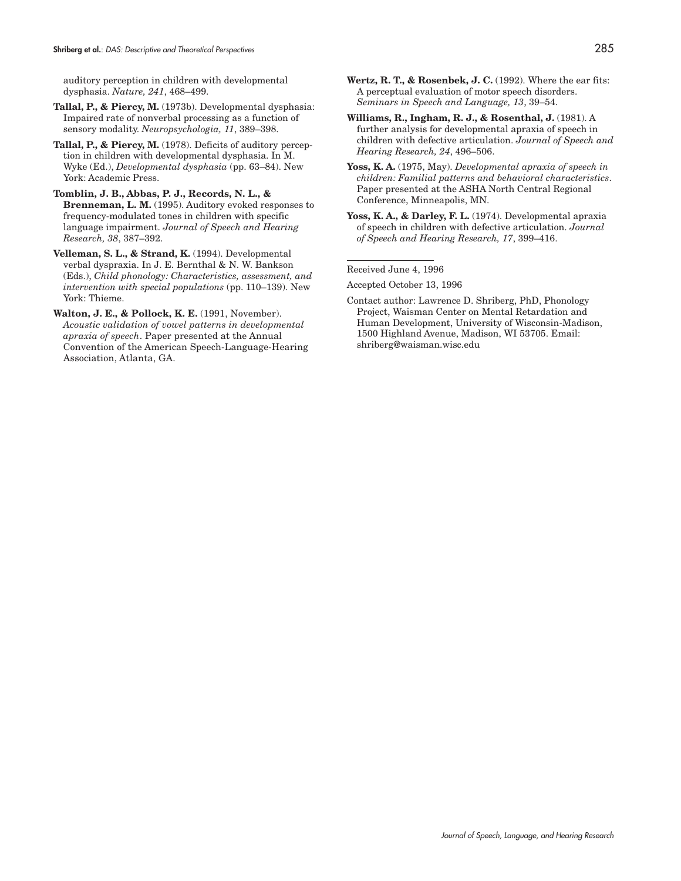auditory perception in children with developmental dysphasia. *Nature, 241*, 468–499.

**Tallal, P., & Piercy, M.** (1973b). Developmental dysphasia: Impaired rate of nonverbal processing as a function of sensory modality. *Neuropsychologia, 11*, 389–398.

**Tallal, P., & Piercy, M.** (1978). Deficits of auditory perception in children with developmental dysphasia. In M. Wyke (Ed.), *Developmental dysphasia* (pp. 63–84). New York: Academic Press.

**Tomblin, J. B., Abbas, P. J., Records, N. L., & Brenneman, L. M.** (1995). Auditory evoked responses to frequency-modulated tones in children with specific language impairment. *Journal of Speech and Hearing Research, 38*, 387–392.

**Velleman, S. L., & Strand, K.** (1994). Developmental verbal dyspraxia. In J. E. Bernthal & N. W. Bankson (Eds.), *Child phonology: Characteristics, assessment, and intervention with special populations* (pp. 110–139). New York: Thieme.

**Walton, J. E., & Pollock, K. E.** (1991, November). *Acoustic validation of vowel patterns in developmental apraxia of speech*. Paper presented at the Annual Convention of the American Speech-Language-Hearing Association, Atlanta, GA.

**Wertz, R. T., & Rosenbek, J. C.** (1992). Where the ear fits: A perceptual evaluation of motor speech disorders. *Seminars in Speech and Language, 13*, 39–54.

**Williams, R., Ingham, R. J., & Rosenthal, J.** (1981). A further analysis for developmental apraxia of speech in children with defective articulation. *Journal of Speech and Hearing Research, 24*, 496–506.

**Yoss, K. A.** (1975, May). *Developmental apraxia of speech in children: Familial patterns and behavioral characteristics*. Paper presented at the ASHA North Central Regional Conference, Minneapolis, MN.

**Yoss, K. A., & Darley, F. L.** (1974). Developmental apraxia of speech in children with defective articulation. *Journal of Speech and Hearing Research, 17*, 399–416.

---

Received June 4, 1996

Accepted October 13, 1996

Contact author: Lawrence D. Shriberg, PhD, Phonology Project, Waisman Center on Mental Retardation and Human Development, University of Wisconsin-Madison, 1500 Highland Avenue, Madison, WI 53705. Email: shriberg@waisman.wisc.edu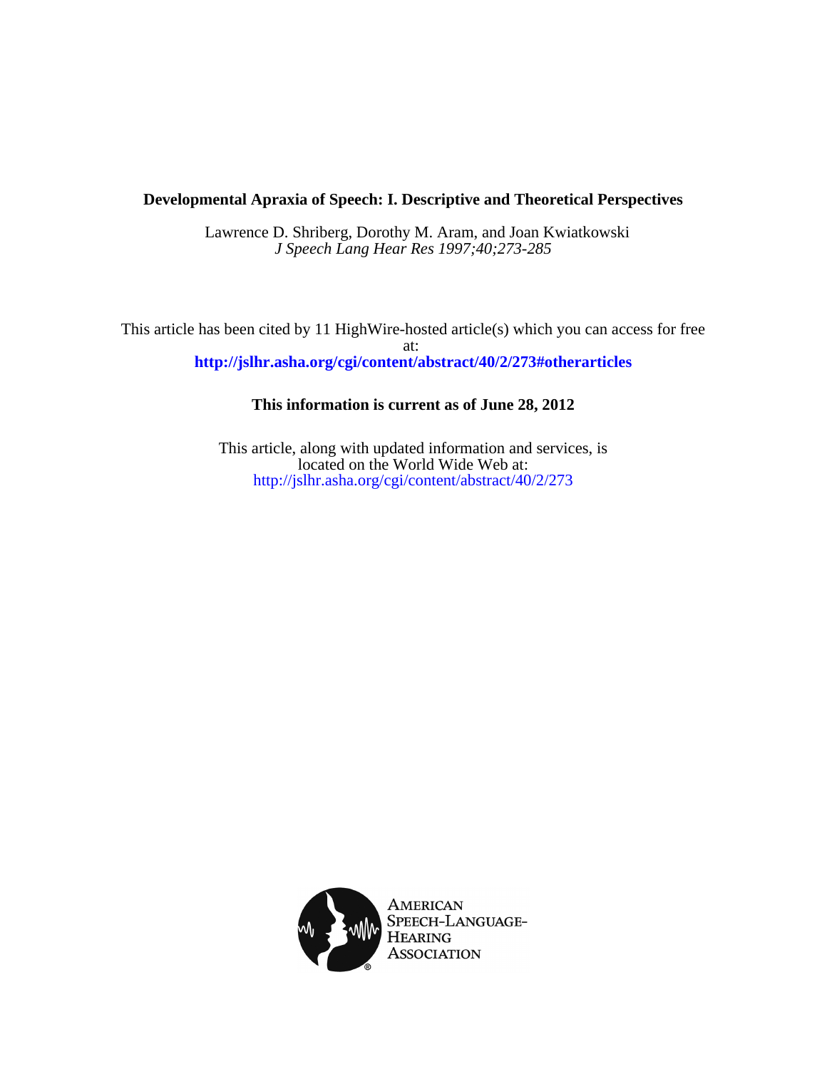**Developmental Apraxia of Speech: I. Descriptive and Theoretical Perspectives**

Lawrence D. Shriberg, Dorothy M. Aram, and Joan Kwiatkowski
*J Speech Lang Hear Res 1997;40;273-285*

This article has been cited by 11 HighWire-hosted article(s) which you can access for free at:
**http://jslhr.asha.org/cgi/content/abstract/40/2/273#otherarticles**

**This information is current as of June 28, 2012**

This article, along with updated information and services, is located on the World Wide Web at:
http://jslhr.asha.org/cgi/content/abstract/40/2/273

AMERICAN SPEECH-LANGUAGE-HEARING ASSOCIATION